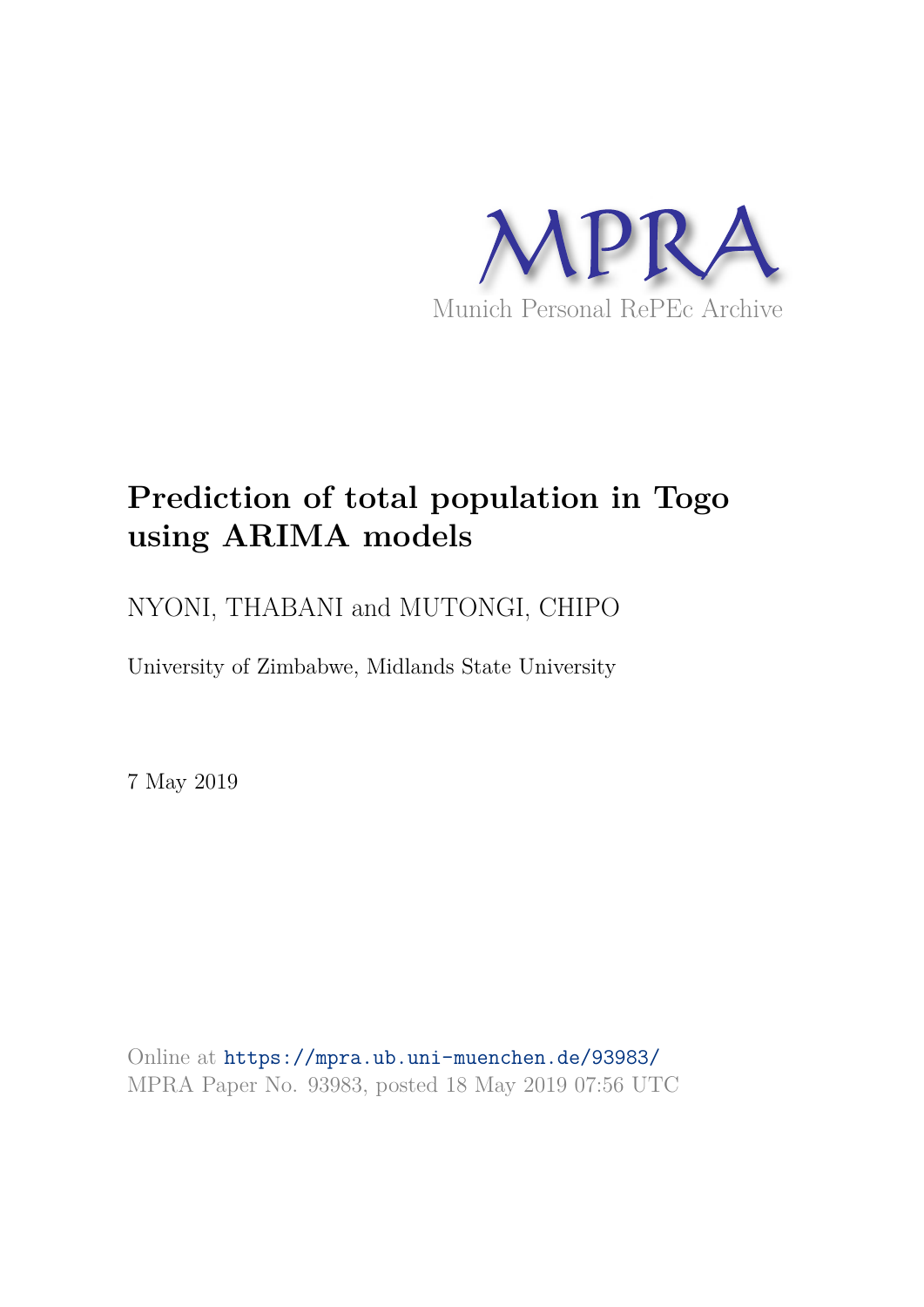MPRA

Munich Personal RePEc Archive

# Prediction of total population in Togo using ARIMA models

NYONI, THABANI and MUTONGI, CHIPO

University of Zimbabwe, Midlands State University

7 May 2019

Online at https://mpra.ub.uni-muenchen.de/93983/
MPRA Paper No. 93983, posted 18 May 2019 07:56 UTC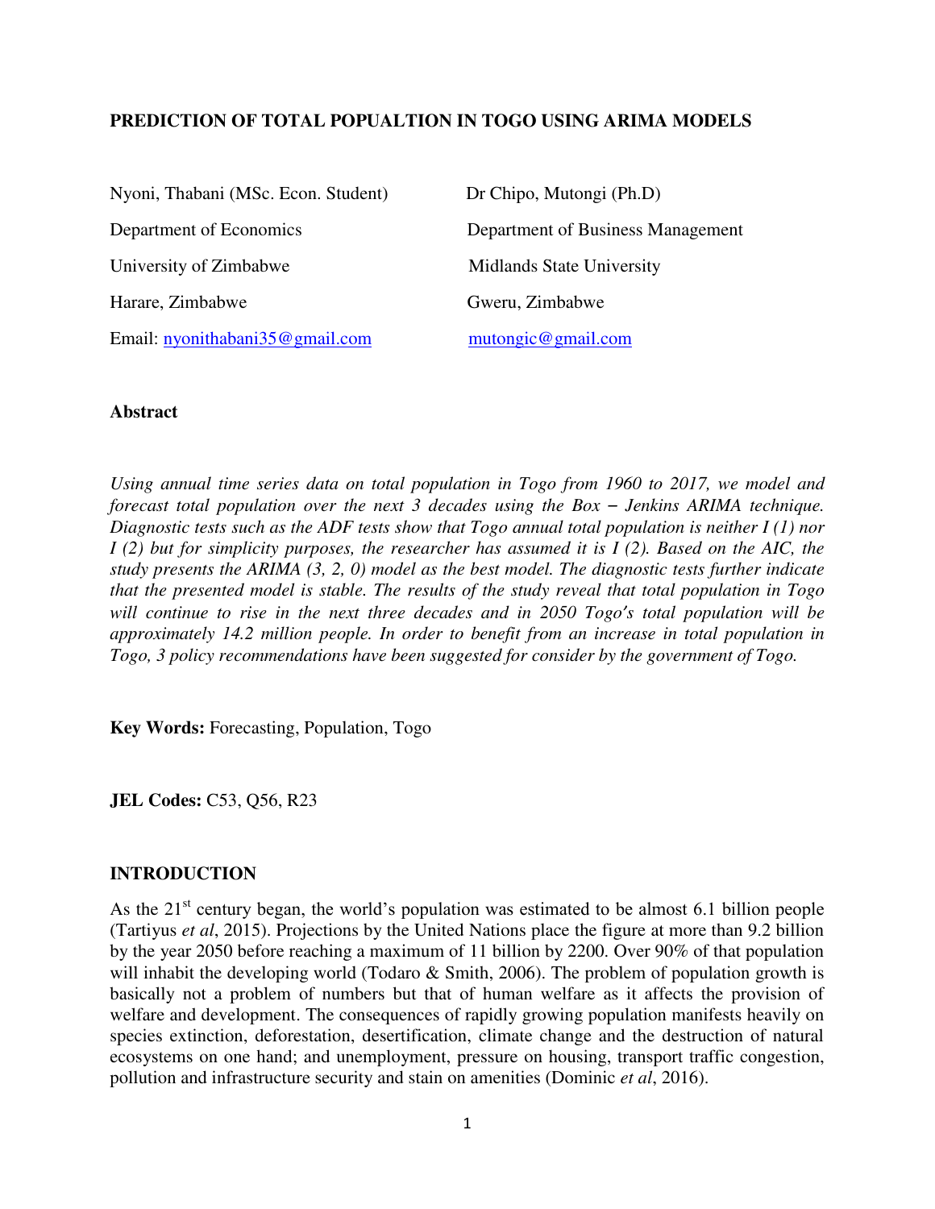**PREDICTION OF TOTAL POPUALTION IN TOGO USING ARIMA MODELS**

Nyoni, Thabani (MSc. Econ. Student)
Department of Economics
University of Zimbabwe
Harare, Zimbabwe
Email: nyonithabani35@gmail.com

Dr Chipo, Mutongi (Ph.D)
Department of Business Management
Midlands State University
Gweru, Zimbabwe
mutongic@gmail.com

## Abstract

*Using annual time series data on total population in Togo from 1960 to 2017, we model and forecast total population over the next 3 decades using the Box – Jenkins ARIMA technique. Diagnostic tests such as the ADF tests show that Togo annual total population is neither I (1) nor I (2) but for simplicity purposes, the researcher has assumed it is I (2). Based on the AIC, the study presents the ARIMA (3, 2, 0) model as the best model. The diagnostic tests further indicate that the presented model is stable. The results of the study reveal that total population in Togo will continue to rise in the next three decades and in 2050 Togo's total population will be approximately 14.2 million people. In order to benefit from an increase in total population in Togo, 3 policy recommendations have been suggested for consider by the government of Togo.*

**Key Words:** Forecasting, Population, Togo

**JEL Codes:** C53, Q56, R23

## INTRODUCTION

As the 21st century began, the world's population was estimated to be almost 6.1 billion people (Tartiyus *et al*, 2015). Projections by the United Nations place the figure at more than 9.2 billion by the year 2050 before reaching a maximum of 11 billion by 2200. Over 90% of that population will inhabit the developing world (Todaro & Smith, 2006). The problem of population growth is basically not a problem of numbers but that of human welfare as it affects the provision of welfare and development. The consequences of rapidly growing population manifests heavily on species extinction, deforestation, desertification, climate change and the destruction of natural ecosystems on one hand; and unemployment, pressure on housing, transport traffic congestion, pollution and infrastructure security and stain on amenities (Dominic *et al*, 2016).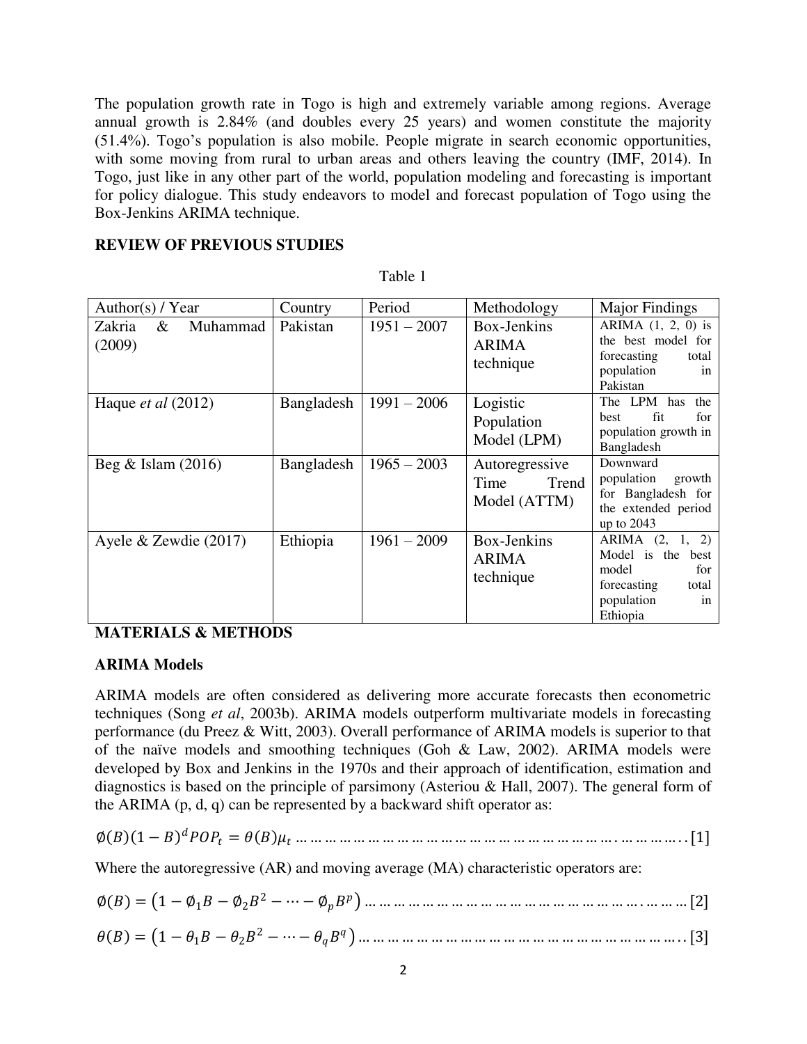The population growth rate in Togo is high and extremely variable among regions. Average annual growth is 2.84% (and doubles every 25 years) and women constitute the majority (51.4%). Togo's population is also mobile. People migrate in search economic opportunities, with some moving from rural to urban areas and others leaving the country (IMF, 2014). In Togo, just like in any other part of the world, population modeling and forecasting is important for policy dialogue. This study endeavors to model and forecast population of Togo using the Box-Jenkins ARIMA technique.

**REVIEW OF PREVIOUS STUDIES**

Table 1

| Author(s) / Year | Country | Period | Methodology | Major Findings |
|---|---|---|---|---|
| Zakria & Muhammad (2009) | Pakistan | 1951 – 2007 | Box-Jenkins ARIMA technique | ARIMA (1, 2, 0) is the best model for forecasting total population in Pakistan |
| Haque *et al* (2012) | Bangladesh | 1991 – 2006 | Logistic Population Model (LPM) | The LPM has the best fit for population growth in Bangladesh |
| Beg & Islam (2016) | Bangladesh | 1965 – 2003 | Autoregressive Time Trend Model (ATTM) | Downward population growth for Bangladesh for the extended period up to 2043 |
| Ayele & Zewdie (2017) | Ethiopia | 1961 – 2009 | Box-Jenkins ARIMA technique | ARIMA (2, 1, 2) Model is the best model for forecasting total population in Ethiopia |

**MATERIALS & METHODS**

**ARIMA Models**

ARIMA models are often considered as delivering more accurate forecasts then econometric techniques (Song *et al*, 2003b). ARIMA models outperform multivariate models in forecasting performance (du Preez & Witt, 2003). Overall performance of ARIMA models is superior to that of the naïve models and smoothing techniques (Goh & Law, 2002). ARIMA models were developed by Box and Jenkins in the 1970s and their approach of identification, estimation and diagnostics is based on the principle of parsimony (Asteriou & Hall, 2007). The general form of the ARIMA (p, d, q) can be represented by a backward shift operator as:

$$\emptyset(B)(1-B)^d POP_t = \theta(B)\mu_t \quad \text{[1]}$$

Where the autoregressive (AR) and moving average (MA) characteristic operators are:

$$\emptyset(B) = \left(1 - \emptyset_1 B - \emptyset_2 B^2 - \cdots - \emptyset_p B^p\right) \quad \text{[2]}$$

$$\theta(B) = \left(1 - \theta_1 B - \theta_2 B^2 - \cdots - \theta_q B^q\right) \quad \text{[3]}$$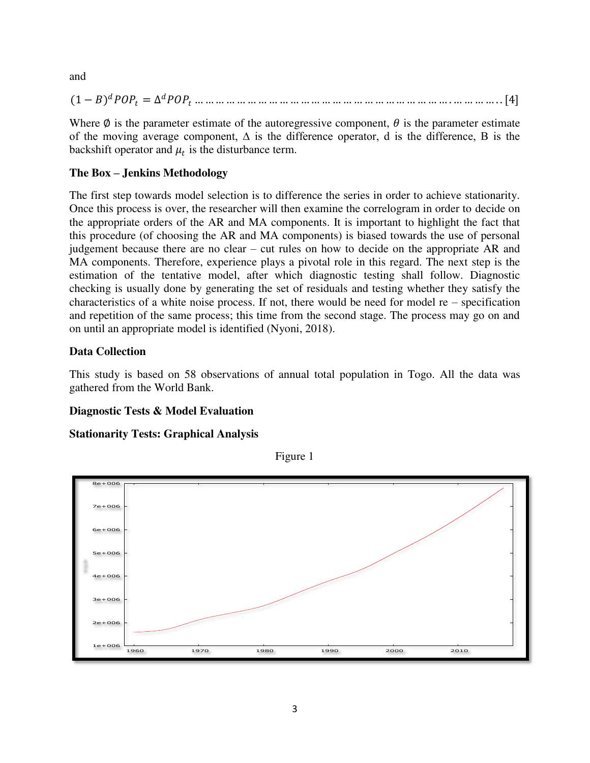and

$$(1 - B)^d POP_t = \Delta^d POP_t \ldots \ldots \ldots \ldots \ldots \ldots \ldots \ldots \ldots \ldots \ldots \ldots \ldots \ldots \ldots \ldots \ldots \ldots \ldots \ldots \ldots \ldots \ldots \ldots \ldots [4]$$

Where $\emptyset$ is the parameter estimate of the autoregressive component, $\theta$ is the parameter estimate of the moving average component, $\Delta$ is the difference operator, d is the difference, B is the backshift operator and $\mu_t$ is the disturbance term.

**The Box – Jenkins Methodology**

The first step towards model selection is to difference the series in order to achieve stationarity. Once this process is over, the researcher will then examine the correlogram in order to decide on the appropriate orders of the AR and MA components. It is important to highlight the fact that this procedure (of choosing the AR and MA components) is biased towards the use of personal judgement because there are no clear – cut rules on how to decide on the appropriate AR and MA components. Therefore, experience plays a pivotal role in this regard. The next step is the estimation of the tentative model, after which diagnostic testing shall follow. Diagnostic checking is usually done by generating the set of residuals and testing whether they satisfy the characteristics of a white noise process. If not, there would be need for model re – specification and repetition of the same process; this time from the second stage. The process may go on and on until an appropriate model is identified (Nyoni, 2018).

**Data Collection**

This study is based on 58 observations of annual total population in Togo. All the data was gathered from the World Bank.

**Diagnostic Tests & Model Evaluation**

**Stationarity Tests: Graphical Analysis**

Figure 1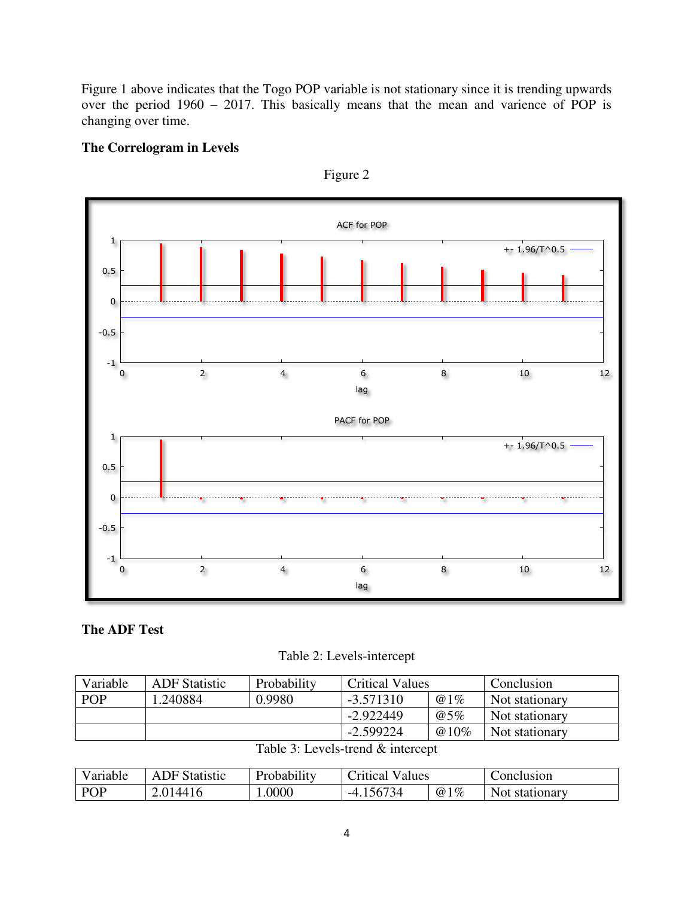Figure 1 above indicates that the Togo POP variable is not stationary since it is trending upwards over the period 1960 – 2017. This basically means that the mean and varience of POP is changing over time.

**The Correlogram in Levels**

Figure 2

**The ADF Test**

Table 2: Levels-intercept

| Variable | ADF Statistic | Probability | Critical Values | | Conclusion |
|---|---|---|---|---|---|
| POP | 1.240884 | 0.9980 | -3.571310 | @1% | Not stationary |
| | | | -2.922449 | @5% | Not stationary |
| | | | -2.599224 | @10% | Not stationary |

Table 3: Levels-trend & intercept

| Variable | ADF Statistic | Probability | Critical Values | | Conclusion |
|---|---|---|---|---|---|
| POP | 2.014416 | 1.0000 | -4.156734 | @1% | Not stationary |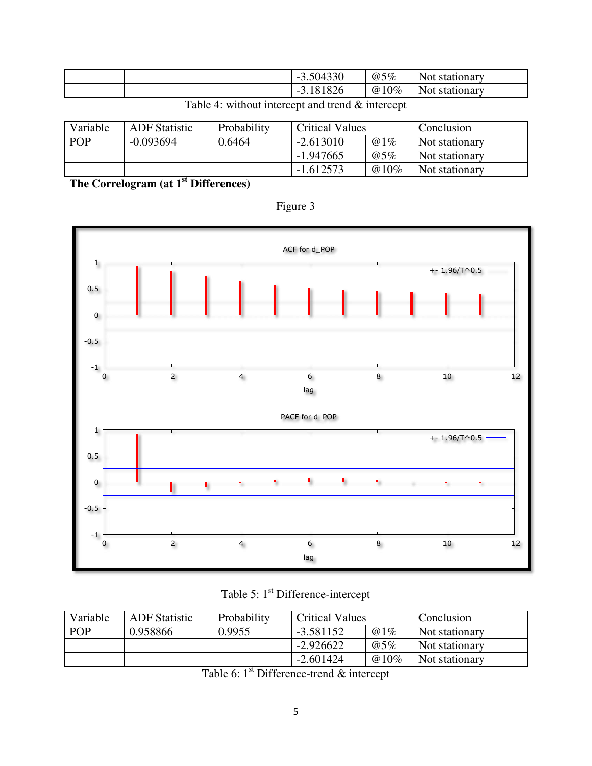| | | -3.504330 | @5% | Not stationary |
|---|---|---|---|---|
| | | -3.181826 | @10% | Not stationary |

Table 4: without intercept and trend & intercept

| Variable | ADF Statistic | Probability | Critical Values | | Conclusion |
|---|---|---|---|---|---|
| POP | -0.093694 | 0.6464 | -2.613010 | @1% | Not stationary |
| | | | -1.947665 | @5% | Not stationary |
| | | | -1.612573 | @10% | Not stationary |

**The Correlogram (at 1st Differences)**

Figure 3

Table 5: 1st Difference-intercept

| Variable | ADF Statistic | Probability | Critical Values | | Conclusion |
|---|---|---|---|---|---|
| POP | 0.958866 | 0.9955 | -3.581152 | @1% | Not stationary |
| | | | -2.926622 | @5% | Not stationary |
| | | | -2.601424 | @10% | Not stationary |

Table 6: 1st Difference-trend & intercept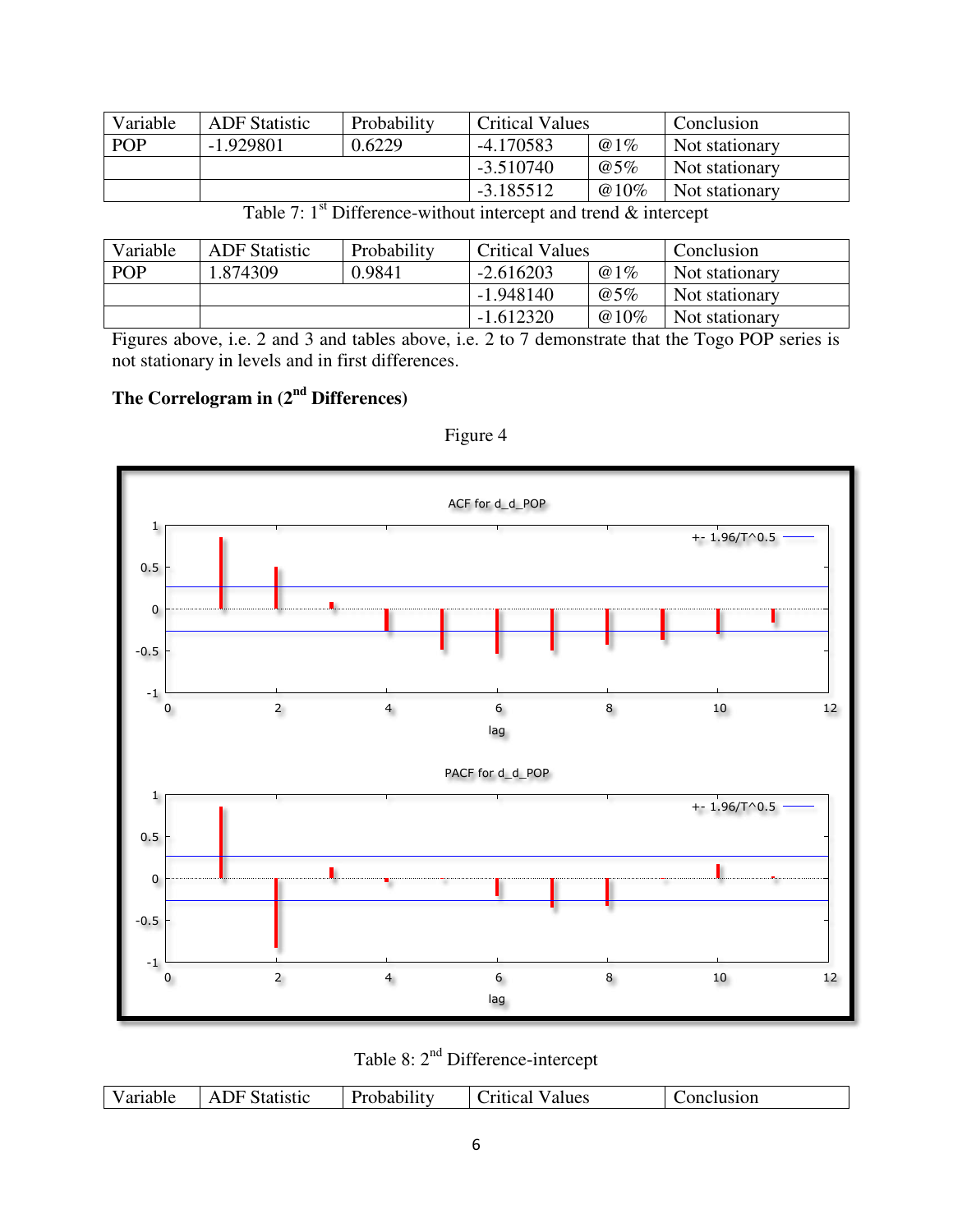| Variable | ADF Statistic | Probability | Critical Values | | Conclusion |
|---|---|---|---|---|---|
| POP | -1.929801 | 0.6229 | -4.170583 | @1% | Not stationary |
| | | | -3.510740 | @5% | Not stationary |
| | | | -3.185512 | @10% | Not stationary |

Table 7: 1st Difference-without intercept and trend & intercept

| Variable | ADF Statistic | Probability | Critical Values | | Conclusion |
|---|---|---|---|---|---|
| POP | 1.874309 | 0.9841 | -2.616203 | @1% | Not stationary |
| | | | -1.948140 | @5% | Not stationary |
| | | | -1.612320 | @10% | Not stationary |

Figures above, i.e. 2 and 3 and tables above, i.e. 2 to 7 demonstrate that the Togo POP series is not stationary in levels and in first differences.

**The Correlogram in (2nd Differences)**

Figure 4

Table 8: 2nd Difference-intercept

| Variable | ADF Statistic | Probability | Critical Values | Conclusion |
|---|---|---|---|---|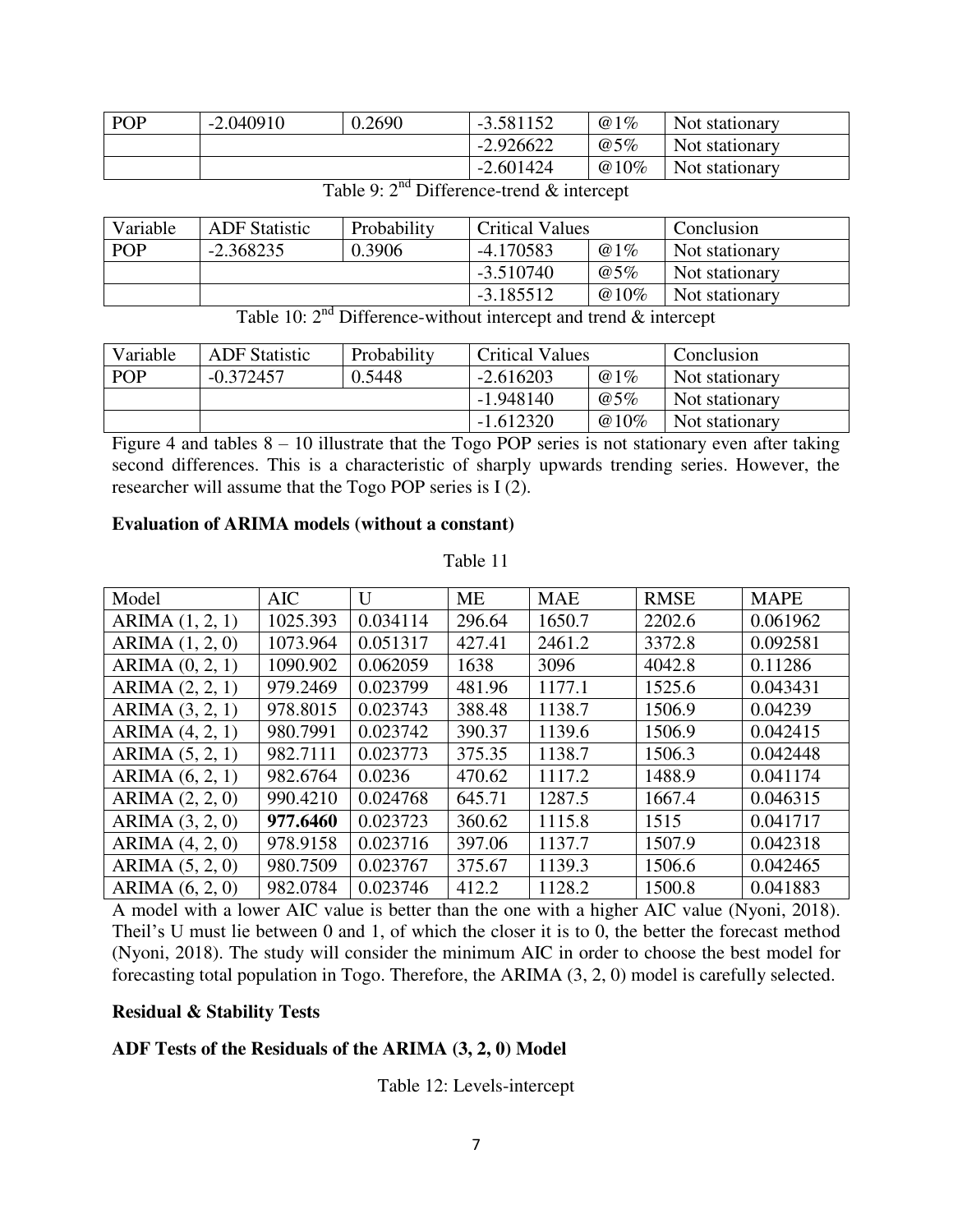| POP | -2.040910 | 0.2690 | -3.581152 | @1% | Not stationary |
|---|---|---|---|---|---|
| | | | -2.926622 | @5% | Not stationary |
| | | | -2.601424 | @10% | Not stationary |

Table 9: 2[nd] Difference-trend & intercept

| Variable | ADF Statistic | Probability | Critical Values | | Conclusion |
|---|---|---|---|---|---|
| POP | -2.368235 | 0.3906 | -4.170583 | @1% | Not stationary |
| | | | -3.510740 | @5% | Not stationary |
| | | | -3.185512 | @10% | Not stationary |

Table 10: 2[nd] Difference-without intercept and trend & intercept

| Variable | ADF Statistic | Probability | Critical Values | | Conclusion |
|---|---|---|---|---|---|
| POP | -0.372457 | 0.5448 | -2.616203 | @1% | Not stationary |
| | | | -1.948140 | @5% | Not stationary |
| | | | -1.612320 | @10% | Not stationary |

Figure 4 and tables 8 – 10 illustrate that the Togo POP series is not stationary even after taking second differences. This is a characteristic of sharply upwards trending series. However, the researcher will assume that the Togo POP series is I (2).

**Evaluation of ARIMA models (without a constant)**

Table 11

| Model | AIC | U | ME | MAE | RMSE | MAPE |
|---|---|---|---|---|---|---|
| ARIMA (1, 2, 1) | 1025.393 | 0.034114 | 296.64 | 1650.7 | 2202.6 | 0.061962 |
| ARIMA (1, 2, 0) | 1073.964 | 0.051317 | 427.41 | 2461.2 | 3372.8 | 0.092581 |
| ARIMA (0, 2, 1) | 1090.902 | 0.062059 | 1638 | 3096 | 4042.8 | 0.11286 |
| ARIMA (2, 2, 1) | 979.2469 | 0.023799 | 481.96 | 1177.1 | 1525.6 | 0.043431 |
| ARIMA (3, 2, 1) | 978.8015 | 0.023743 | 388.48 | 1138.7 | 1506.9 | 0.04239 |
| ARIMA (4, 2, 1) | 980.7991 | 0.023742 | 390.37 | 1139.6 | 1506.9 | 0.042415 |
| ARIMA (5, 2, 1) | 982.7111 | 0.023773 | 375.35 | 1138.7 | 1506.3 | 0.042448 |
| ARIMA (6, 2, 1) | 982.6764 | 0.0236 | 470.62 | 1117.2 | 1488.9 | 0.041174 |
| ARIMA (2, 2, 0) | 990.4210 | 0.024768 | 645.71 | 1287.5 | 1667.4 | 0.046315 |
| ARIMA (3, 2, 0) | **977.6460** | 0.023723 | 360.62 | 1115.8 | 1515 | 0.041717 |
| ARIMA (4, 2, 0) | 978.9158 | 0.023716 | 397.06 | 1137.7 | 1507.9 | 0.042318 |
| ARIMA (5, 2, 0) | 980.7509 | 0.023767 | 375.67 | 1139.3 | 1506.6 | 0.042465 |
| ARIMA (6, 2, 0) | 982.0784 | 0.023746 | 412.2 | 1128.2 | 1500.8 | 0.041883 |

A model with a lower AIC value is better than the one with a higher AIC value (Nyoni, 2018). Theil's U must lie between 0 and 1, of which the closer it is to 0, the better the forecast method (Nyoni, 2018). The study will consider the minimum AIC in order to choose the best model for forecasting total population in Togo. Therefore, the ARIMA (3, 2, 0) model is carefully selected.

**Residual & Stability Tests**

**ADF Tests of the Residuals of the ARIMA (3, 2, 0) Model**

Table 12: Levels-intercept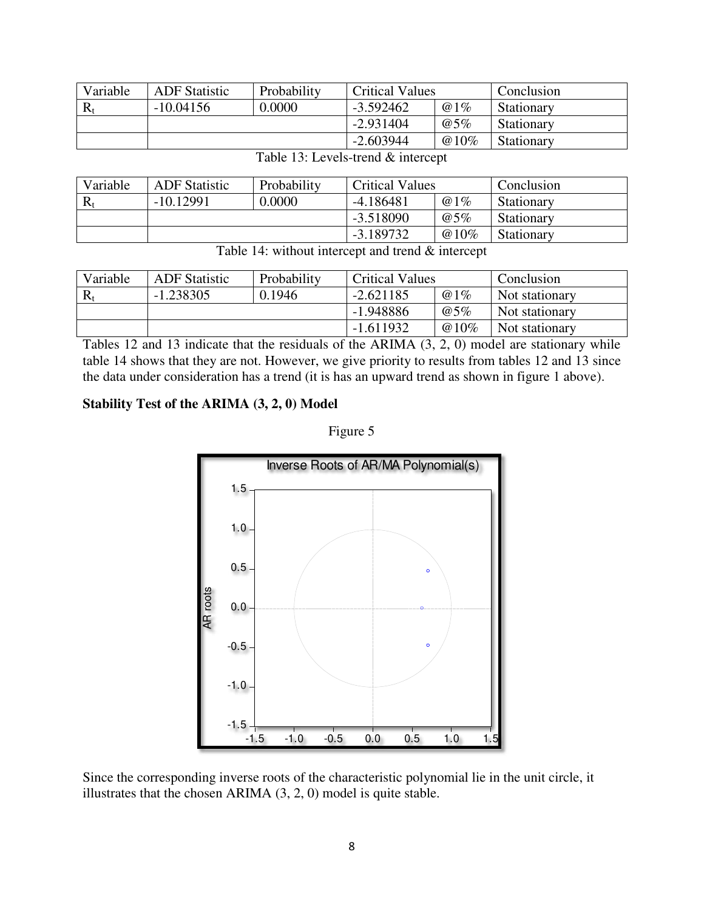| Variable | ADF Statistic | Probability | Critical Values | | Conclusion |
|---|---|---|---|---|---|
| $R_t$ | -10.04156 | 0.0000 | -3.592462 | @1% | Stationary |
| | | | -2.931404 | @5% | Stationary |
| | | | -2.603944 | @10% | Stationary |

Table 13: Levels-trend & intercept

| Variable | ADF Statistic | Probability | Critical Values | | Conclusion |
|---|---|---|---|---|---|
| $R_t$ | -10.12991 | 0.0000 | -4.186481 | @1% | Stationary |
| | | | -3.518090 | @5% | Stationary |
| | | | -3.189732 | @10% | Stationary |

Table 14: without intercept and trend & intercept

| Variable | ADF Statistic | Probability | Critical Values | | Conclusion |
|---|---|---|---|---|---|
| $R_t$ | -1.238305 | 0.1946 | -2.621185 | @1% | Not stationary |
| | | | -1.948886 | @5% | Not stationary |
| | | | -1.611932 | @10% | Not stationary |

Tables 12 and 13 indicate that the residuals of the ARIMA (3, 2, 0) model are stationary while table 14 shows that they are not. However, we give priority to results from tables 12 and 13 since the data under consideration has a trend (it is has an upward trend as shown in figure 1 above).

**Stability Test of the ARIMA (3, 2, 0) Model**

Figure 5

Since the corresponding inverse roots of the characteristic polynomial lie in the unit circle, it illustrates that the chosen ARIMA (3, 2, 0) model is quite stable.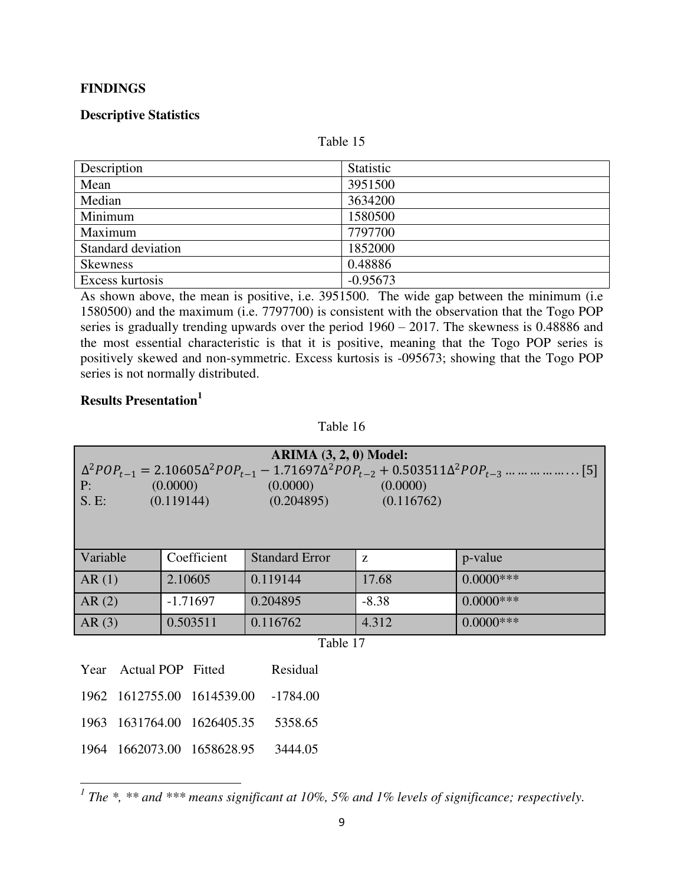**FINDINGS**

**Descriptive Statistics**

Table 15

| Description | Statistic |
|---|---|
| Mean | 3951500 |
| Median | 3634200 |
| Minimum | 1580500 |
| Maximum | 7797700 |
| Standard deviation | 1852000 |
| Skewness | 0.48886 |
| Excess kurtosis | -0.95673 |

As shown above, the mean is positive, i.e. 3951500. The wide gap between the minimum (i.e 1580500) and the maximum (i.e. 7797700) is consistent with the observation that the Togo POP series is gradually trending upwards over the period 1960 – 2017. The skewness is 0.48886 and the most essential characteristic is that it is positive, meaning that the Togo POP series is positively skewed and non-symmetric. Excess kurtosis is -095673; showing that the Togo POP series is not normally distributed.

**Results Presentation**[1]

Table 16

**ARIMA (3, 2, 0) Model:**

$$\Delta^2 POP_{t-1} = 2.10605\Delta^2 POP_{t-1} - 1.71697\Delta^2 POP_{t-2} + 0.503511\Delta^2 POP_{t-3} \ldots\ldots\ldots\ldots\ldots [5]$$

P: (0.0000) (0.0000) (0.0000)

S. E: (0.119144) (0.204895) (0.116762)

| Variable | Coefficient | Standard Error | z | p-value |
|---|---|---|---|---|
| AR (1) | 2.10605 | 0.119144 | 17.68 | 0.0000*** |
| AR (2) | -1.71697 | 0.204895 | -8.38 | 0.0000*** |
| AR (3) | 0.503511 | 0.116762 | 4.312 | 0.0000*** |

Table 17

| Year | Actual POP | Fitted | Residual |
|---|---|---|---|
| 1962 | 1612755.00 | 1614539.00 | -1784.00 |
| 1963 | 1631764.00 | 1626405.35 | 5358.65 |
| 1964 | 1662073.00 | 1658628.95 | 3444.05 |

[1] *The *, ** and *** means significant at 10%, 5% and 1% levels of significance; respectively.*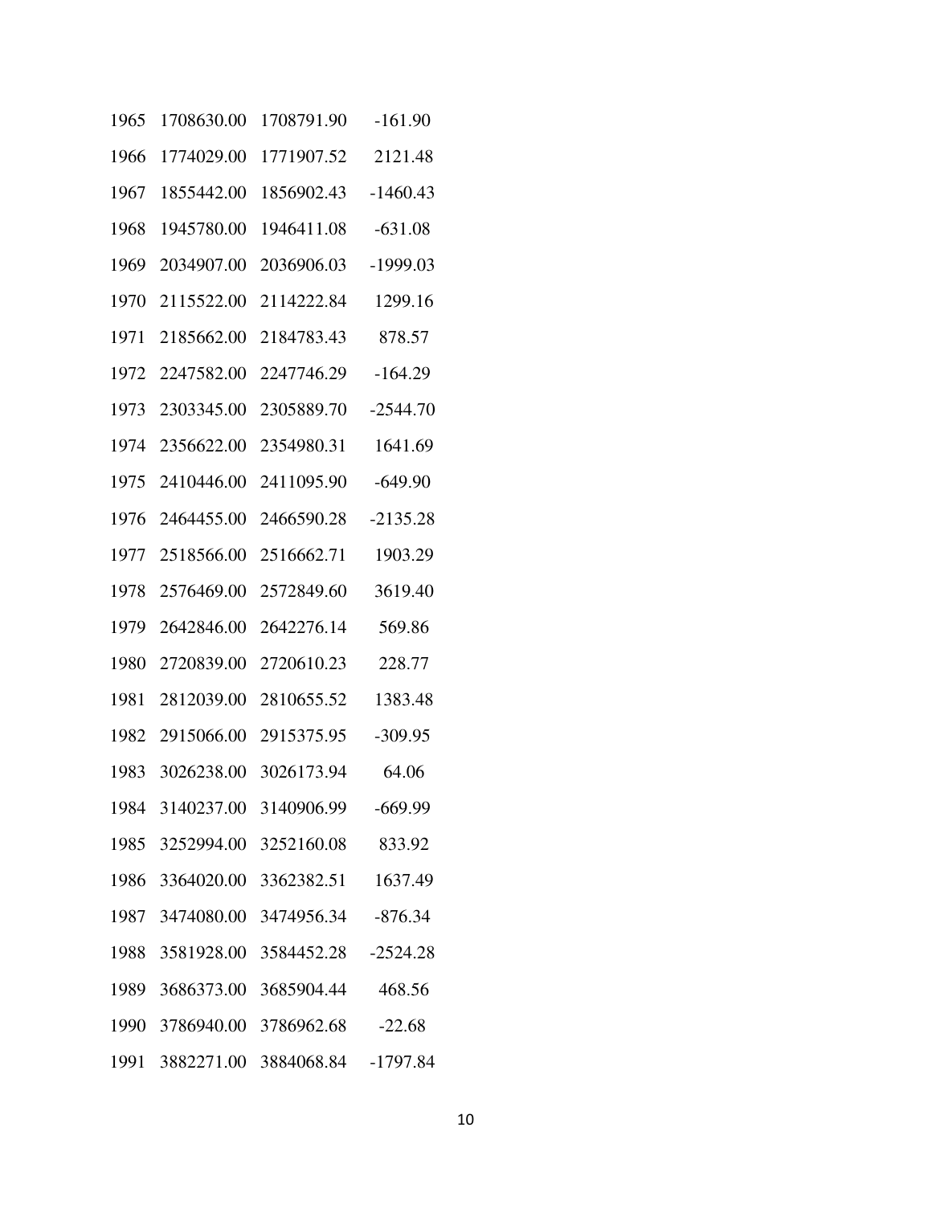| | | | |
|---|---|---|---|
| 1965 | 1708630.00 | 1708791.90 | -161.90 |
| 1966 | 1774029.00 | 1771907.52 | 2121.48 |
| 1967 | 1855442.00 | 1856902.43 | -1460.43 |
| 1968 | 1945780.00 | 1946411.08 | -631.08 |
| 1969 | 2034907.00 | 2036906.03 | -1999.03 |
| 1970 | 2115522.00 | 2114222.84 | 1299.16 |
| 1971 | 2185662.00 | 2184783.43 | 878.57 |
| 1972 | 2247582.00 | 2247746.29 | -164.29 |
| 1973 | 2303345.00 | 2305889.70 | -2544.70 |
| 1974 | 2356622.00 | 2354980.31 | 1641.69 |
| 1975 | 2410446.00 | 2411095.90 | -649.90 |
| 1976 | 2464455.00 | 2466590.28 | -2135.28 |
| 1977 | 2518566.00 | 2516662.71 | 1903.29 |
| 1978 | 2576469.00 | 2572849.60 | 3619.40 |
| 1979 | 2642846.00 | 2642276.14 | 569.86 |
| 1980 | 2720839.00 | 2720610.23 | 228.77 |
| 1981 | 2812039.00 | 2810655.52 | 1383.48 |
| 1982 | 2915066.00 | 2915375.95 | -309.95 |
| 1983 | 3026238.00 | 3026173.94 | 64.06 |
| 1984 | 3140237.00 | 3140906.99 | -669.99 |
| 1985 | 3252994.00 | 3252160.08 | 833.92 |
| 1986 | 3364020.00 | 3362382.51 | 1637.49 |
| 1987 | 3474080.00 | 3474956.34 | -876.34 |
| 1988 | 3581928.00 | 3584452.28 | -2524.28 |
| 1989 | 3686373.00 | 3685904.44 | 468.56 |
| 1990 | 3786940.00 | 3786962.68 | -22.68 |
| 1991 | 3882271.00 | 3884068.84 | -1797.84 |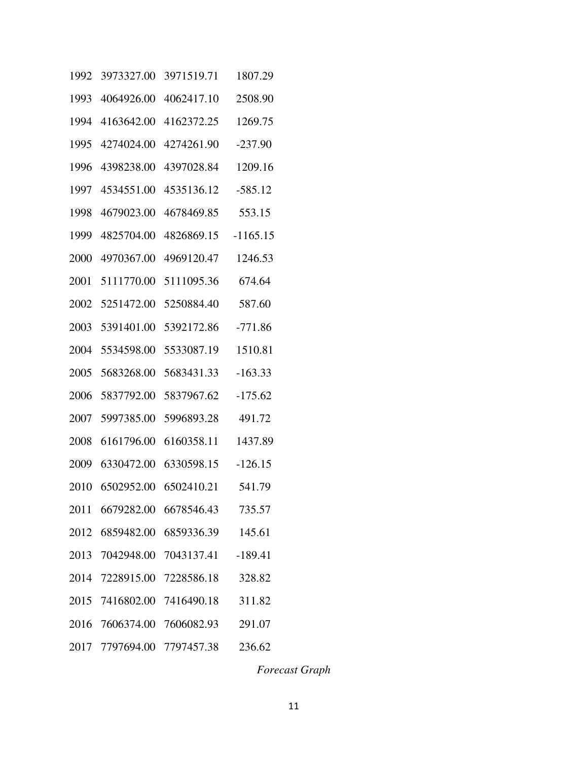| | | | |
|---|---|---|---|
| 1992 | 3973327.00 | 3971519.71 | 1807.29 |
| 1993 | 4064926.00 | 4062417.10 | 2508.90 |
| 1994 | 4163642.00 | 4162372.25 | 1269.75 |
| 1995 | 4274024.00 | 4274261.90 | -237.90 |
| 1996 | 4398238.00 | 4397028.84 | 1209.16 |
| 1997 | 4534551.00 | 4535136.12 | -585.12 |
| 1998 | 4679023.00 | 4678469.85 | 553.15 |
| 1999 | 4825704.00 | 4826869.15 | -1165.15 |
| 2000 | 4970367.00 | 4969120.47 | 1246.53 |
| 2001 | 5111770.00 | 5111095.36 | 674.64 |
| 2002 | 5251472.00 | 5250884.40 | 587.60 |
| 2003 | 5391401.00 | 5392172.86 | -771.86 |
| 2004 | 5534598.00 | 5533087.19 | 1510.81 |
| 2005 | 5683268.00 | 5683431.33 | -163.33 |
| 2006 | 5837792.00 | 5837967.62 | -175.62 |
| 2007 | 5997385.00 | 5996893.28 | 491.72 |
| 2008 | 6161796.00 | 6160358.11 | 1437.89 |
| 2009 | 6330472.00 | 6330598.15 | -126.15 |
| 2010 | 6502952.00 | 6502410.21 | 541.79 |
| 2011 | 6679282.00 | 6678546.43 | 735.57 |
| 2012 | 6859482.00 | 6859336.39 | 145.61 |
| 2013 | 7042948.00 | 7043137.41 | -189.41 |
| 2014 | 7228915.00 | 7228586.18 | 328.82 |
| 2015 | 7416802.00 | 7416490.18 | 311.82 |
| 2016 | 7606374.00 | 7606082.93 | 291.07 |
| 2017 | 7797694.00 | 7797457.38 | 236.62 |

*Forecast Graph*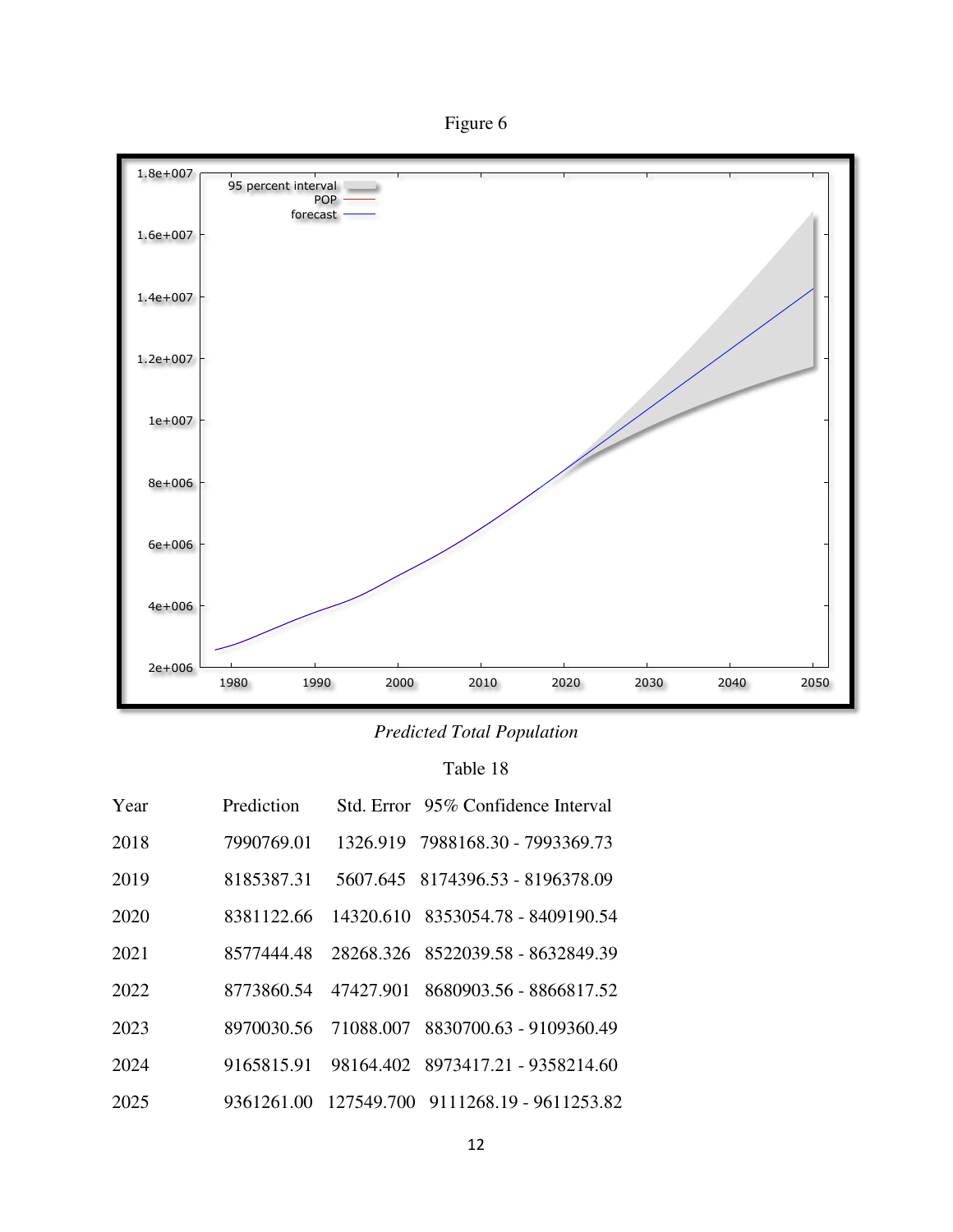Figure 6

*Predicted Total Population*

Table 18

| Year | Prediction | Std. Error | 95% Confidence Interval |
| --- | --- | --- | --- |
| 2018 | 7990769.01 | 1326.919 | 7988168.30 - 7993369.73 |
| 2019 | 8185387.31 | 5607.645 | 8174396.53 - 8196378.09 |
| 2020 | 8381122.66 | 14320.610 | 8353054.78 - 8409190.54 |
| 2021 | 8577444.48 | 28268.326 | 8522039.58 - 8632849.39 |
| 2022 | 8773860.54 | 47427.901 | 8680903.56 - 8866817.52 |
| 2023 | 8970030.56 | 71088.007 | 8830700.63 - 9109360.49 |
| 2024 | 9165815.91 | 98164.402 | 8973417.21 - 9358214.60 |
| 2025 | 9361261.00 | 127549.700 | 9111268.19 - 9611253.82 |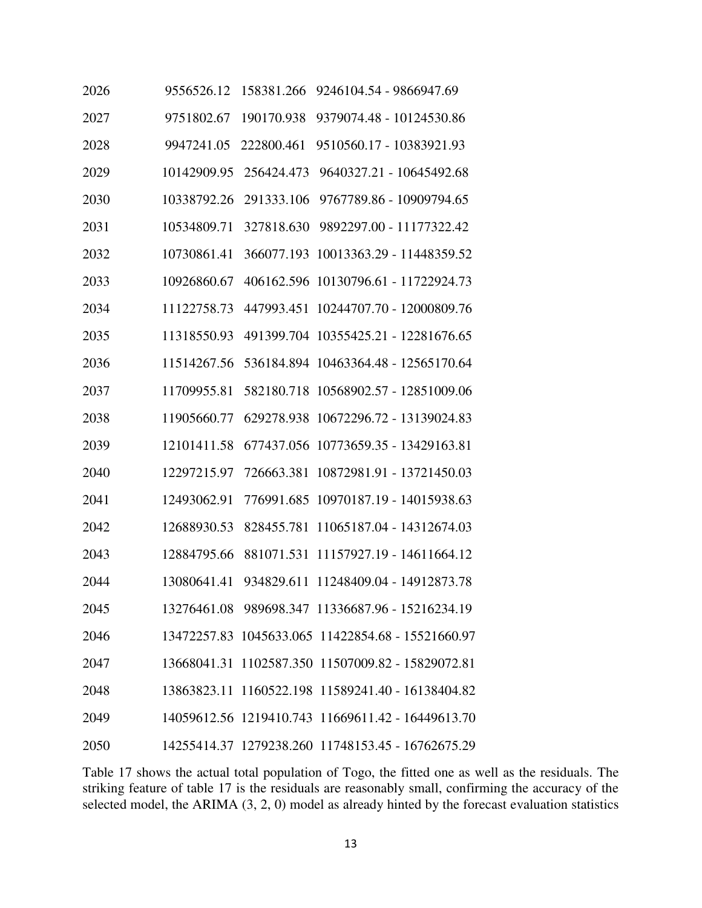| | | | |
|---|---|---|---|
| 2026 | 9556526.12 | 158381.266 | 9246104.54 - 9866947.69 |
| 2027 | 9751802.67 | 190170.938 | 9379074.48 - 10124530.86 |
| 2028 | 9947241.05 | 222800.461 | 9510560.17 - 10383921.93 |
| 2029 | 10142909.95 | 256424.473 | 9640327.21 - 10645492.68 |
| 2030 | 10338792.26 | 291333.106 | 9767789.86 - 10909794.65 |
| 2031 | 10534809.71 | 327818.630 | 9892297.00 - 11177322.42 |
| 2032 | 10730861.41 | 366077.193 | 10013363.29 - 11448359.52 |
| 2033 | 10926860.67 | 406162.596 | 10130796.61 - 11722924.73 |
| 2034 | 11122758.73 | 447993.451 | 10244707.70 - 12000809.76 |
| 2035 | 11318550.93 | 491399.704 | 10355425.21 - 12281676.65 |
| 2036 | 11514267.56 | 536184.894 | 10463364.48 - 12565170.64 |
| 2037 | 11709955.81 | 582180.718 | 10568902.57 - 12851009.06 |
| 2038 | 11905660.77 | 629278.938 | 10672296.72 - 13139024.83 |
| 2039 | 12101411.58 | 677437.056 | 10773659.35 - 13429163.81 |
| 2040 | 12297215.97 | 726663.381 | 10872981.91 - 13721450.03 |
| 2041 | 12493062.91 | 776991.685 | 10970187.19 - 14015938.63 |
| 2042 | 12688930.53 | 828455.781 | 11065187.04 - 14312674.03 |
| 2043 | 12884795.66 | 881071.531 | 11157927.19 - 14611664.12 |
| 2044 | 13080641.41 | 934829.611 | 11248409.04 - 14912873.78 |
| 2045 | 13276461.08 | 989698.347 | 11336687.96 - 15216234.19 |
| 2046 | 13472257.83 | 1045633.065 | 11422854.68 - 15521660.97 |
| 2047 | 13668041.31 | 1102587.350 | 11507009.82 - 15829072.81 |
| 2048 | 13863823.11 | 1160522.198 | 11589241.40 - 16138404.82 |
| 2049 | 14059612.56 | 1219410.743 | 11669611.42 - 16449613.70 |
| 2050 | 14255414.37 | 1279238.260 | 11748153.45 - 16762675.29 |

Table 17 shows the actual total population of Togo, the fitted one as well as the residuals. The striking feature of table 17 is the residuals are reasonably small, confirming the accuracy of the selected model, the ARIMA (3, 2, 0) model as already hinted by the forecast evaluation statistics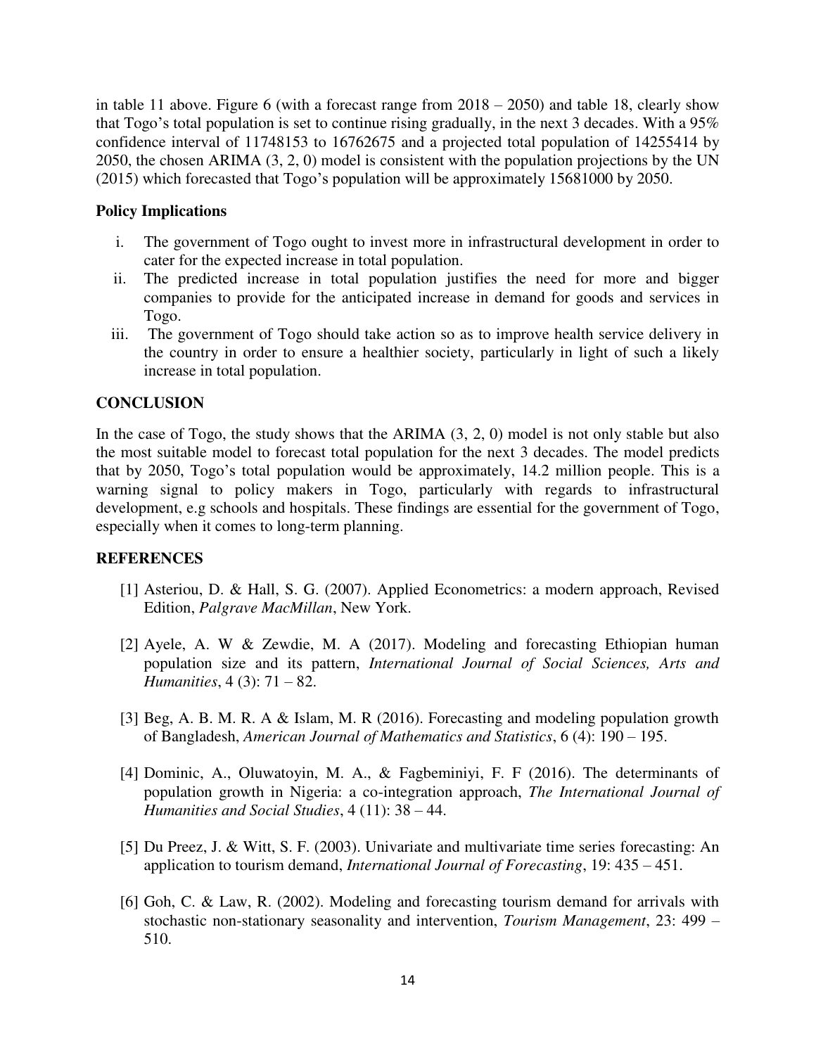in table 11 above. Figure 6 (with a forecast range from 2018 – 2050) and table 18, clearly show that Togo's total population is set to continue rising gradually, in the next 3 decades. With a 95% confidence interval of 11748153 to 16762675 and a projected total population of 14255414 by 2050, the chosen ARIMA (3, 2, 0) model is consistent with the population projections by the UN (2015) which forecasted that Togo's population will be approximately 15681000 by 2050.

### Policy Implications

i. The government of Togo ought to invest more in infrastructural development in order to cater for the expected increase in total population.
ii. The predicted increase in total population justifies the need for more and bigger companies to provide for the anticipated increase in demand for goods and services in Togo.
iii. The government of Togo should take action so as to improve health service delivery in the country in order to ensure a healthier society, particularly in light of such a likely increase in total population.

## CONCLUSION

In the case of Togo, the study shows that the ARIMA (3, 2, 0) model is not only stable but also the most suitable model to forecast total population for the next 3 decades. The model predicts that by 2050, Togo's total population would be approximately, 14.2 million people. This is a warning signal to policy makers in Togo, particularly with regards to infrastructural development, e.g schools and hospitals. These findings are essential for the government of Togo, especially when it comes to long-term planning.

## REFERENCES

[1] Asteriou, D. & Hall, S. G. (2007). Applied Econometrics: a modern approach, Revised Edition, *Palgrave MacMillan*, New York.

[2] Ayele, A. W & Zewdie, M. A (2017). Modeling and forecasting Ethiopian human population size and its pattern, *International Journal of Social Sciences, Arts and Humanities*, 4 (3): 71 – 82.

[3] Beg, A. B. M. R. A & Islam, M. R (2016). Forecasting and modeling population growth of Bangladesh, *American Journal of Mathematics and Statistics*, 6 (4): 190 – 195.

[4] Dominic, A., Oluwatoyin, M. A., & Fagbeminiyi, F. F (2016). The determinants of population growth in Nigeria: a co-integration approach, *The International Journal of Humanities and Social Studies*, 4 (11): 38 – 44.

[5] Du Preez, J. & Witt, S. F. (2003). Univariate and multivariate time series forecasting: An application to tourism demand, *International Journal of Forecasting*, 19: 435 – 451.

[6] Goh, C. & Law, R. (2002). Modeling and forecasting tourism demand for arrivals with stochastic non-stationary seasonality and intervention, *Tourism Management*, 23: 499 – 510.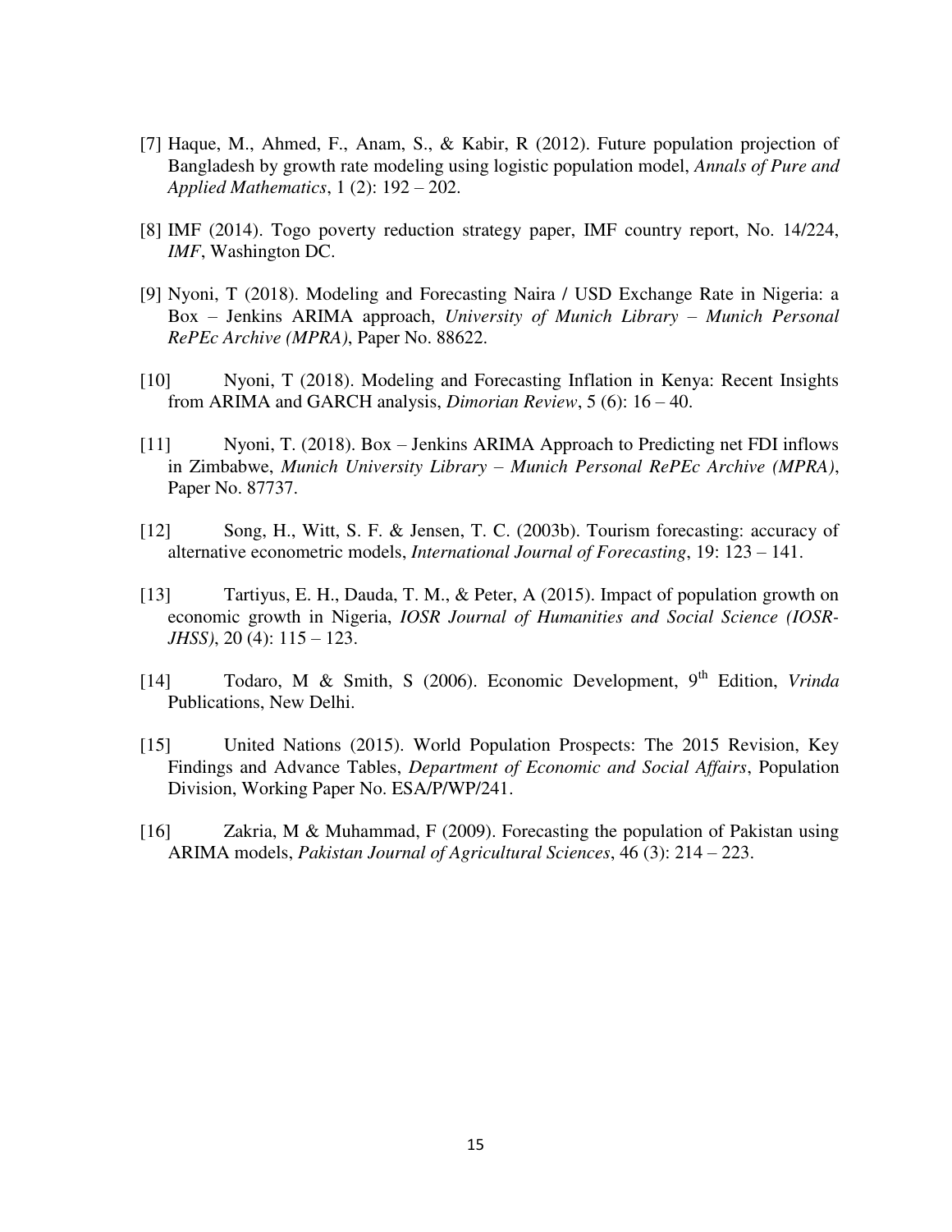[7] Haque, M., Ahmed, F., Anam, S., & Kabir, R (2012). Future population projection of Bangladesh by growth rate modeling using logistic population model, *Annals of Pure and Applied Mathematics*, 1 (2): 192 – 202.

[8] IMF (2014). Togo poverty reduction strategy paper, IMF country report, No. 14/224, *IMF*, Washington DC.

[9] Nyoni, T (2018). Modeling and Forecasting Naira / USD Exchange Rate in Nigeria: a Box – Jenkins ARIMA approach, *University of Munich Library – Munich Personal RePEc Archive (MPRA)*, Paper No. 88622.

[10] Nyoni, T (2018). Modeling and Forecasting Inflation in Kenya: Recent Insights from ARIMA and GARCH analysis, *Dimorian Review*, 5 (6): 16 – 40.

[11] Nyoni, T. (2018). Box – Jenkins ARIMA Approach to Predicting net FDI inflows in Zimbabwe, *Munich University Library – Munich Personal RePEc Archive (MPRA)*, Paper No. 87737.

[12] Song, H., Witt, S. F. & Jensen, T. C. (2003b). Tourism forecasting: accuracy of alternative econometric models, *International Journal of Forecasting*, 19: 123 – 141.

[13] Tartiyus, E. H., Dauda, T. M., & Peter, A (2015). Impact of population growth on economic growth in Nigeria, *IOSR Journal of Humanities and Social Science (IOSR-JHSS)*, 20 (4): 115 – 123.

[14] Todaro, M & Smith, S (2006). Economic Development, 9th Edition, *Vrinda* Publications, New Delhi.

[15] United Nations (2015). World Population Prospects: The 2015 Revision, Key Findings and Advance Tables, *Department of Economic and Social Affairs*, Population Division, Working Paper No. ESA/P/WP/241.

[16] Zakria, M & Muhammad, F (2009). Forecasting the population of Pakistan using ARIMA models, *Pakistan Journal of Agricultural Sciences*, 46 (3): 214 – 223.